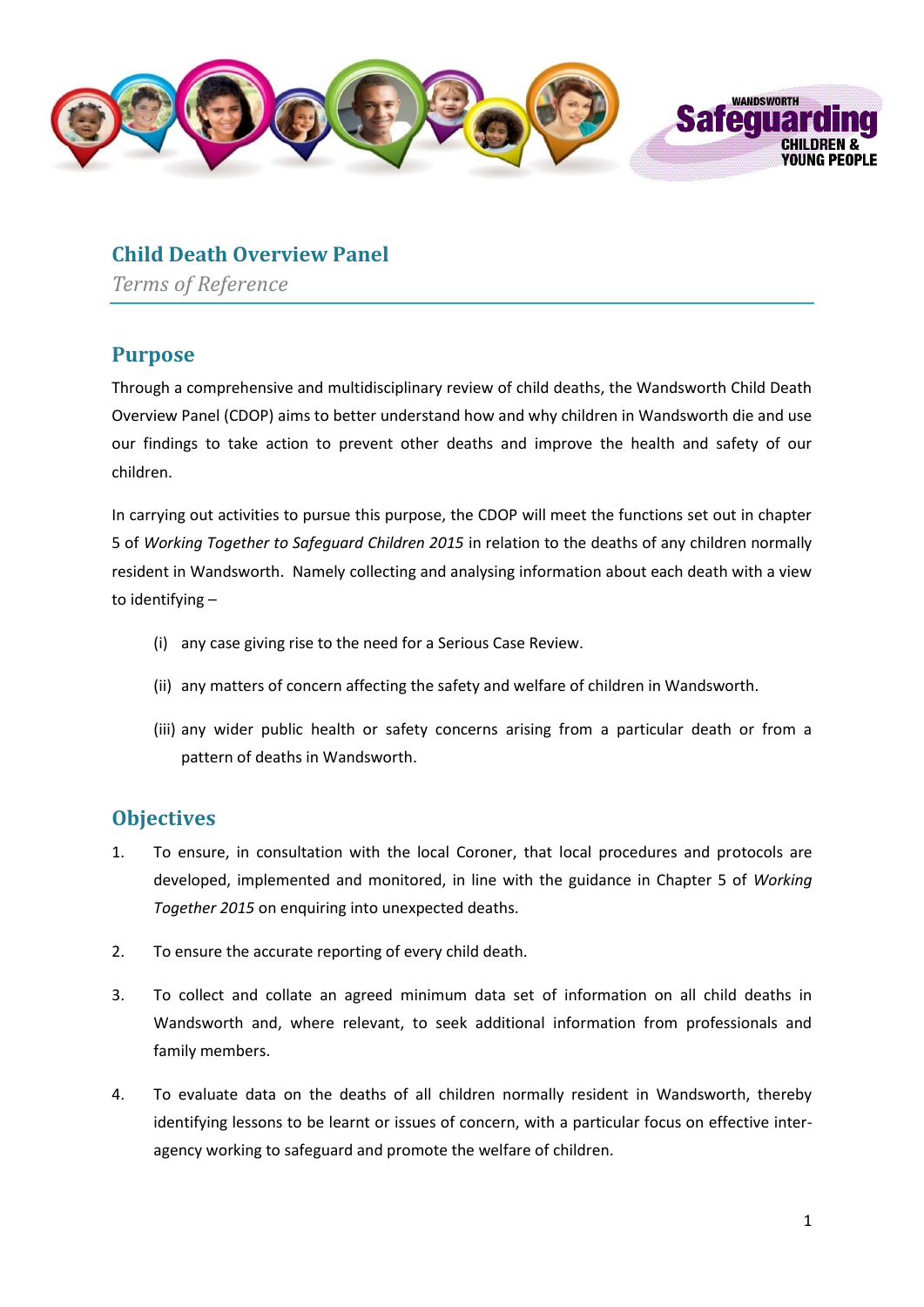# Child Death Overview Panel

*Terms of Reference*

## Purpose

Through a comprehensive and multidisciplinary review of child deaths, the Wandsworth Child Death Overview Panel (CDOP) aims to better understand how and why children in Wandsworth die and use our findings to take action to prevent other deaths and improve the health and safety of our children.

In carrying out activities to pursue this purpose, the CDOP will meet the functions set out in chapter 5 of *Working Together to Safeguard Children 2015* in relation to the deaths of any children normally resident in Wandsworth. Namely collecting and analysing information about each death with a view to identifying –

(i) any case giving rise to the need for a Serious Case Review.

(ii) any matters of concern affecting the safety and welfare of children in Wandsworth.

(iii) any wider public health or safety concerns arising from a particular death or from a pattern of deaths in Wandsworth.

## Objectives

1. To ensure, in consultation with the local Coroner, that local procedures and protocols are developed, implemented and monitored, in line with the guidance in Chapter 5 of *Working Together 2015* on enquiring into unexpected deaths.

2. To ensure the accurate reporting of every child death.

3. To collect and collate an agreed minimum data set of information on all child deaths in Wandsworth and, where relevant, to seek additional information from professionals and family members.

4. To evaluate data on the deaths of all children normally resident in Wandsworth, thereby identifying lessons to be learnt or issues of concern, with a particular focus on effective inter-agency working to safeguard and promote the welfare of children.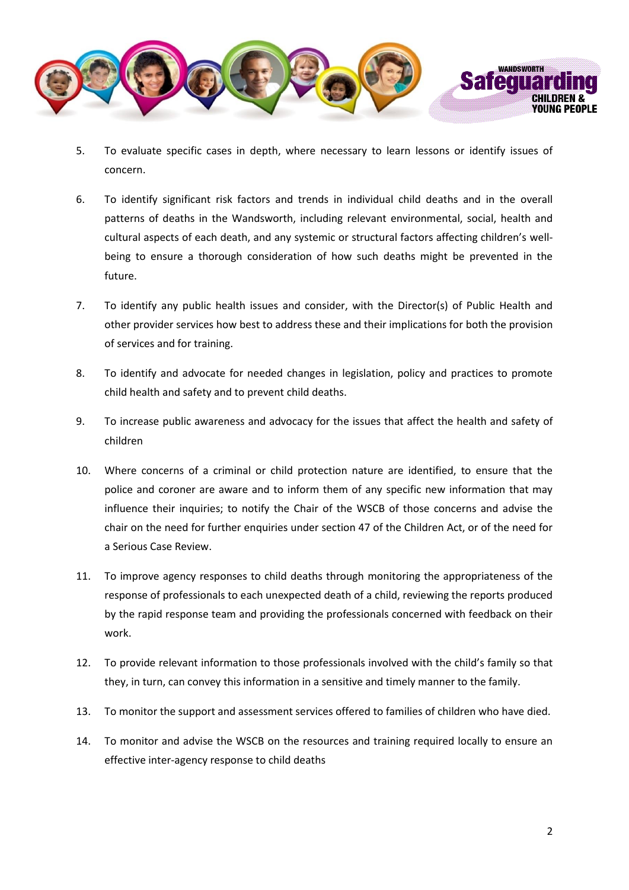5. To evaluate specific cases in depth, where necessary to learn lessons or identify issues of concern.

6. To identify significant risk factors and trends in individual child deaths and in the overall patterns of deaths in the Wandsworth, including relevant environmental, social, health and cultural aspects of each death, and any systemic or structural factors affecting children's well-being to ensure a thorough consideration of how such deaths might be prevented in the future.

7. To identify any public health issues and consider, with the Director(s) of Public Health and other provider services how best to address these and their implications for both the provision of services and for training.

8. To identify and advocate for needed changes in legislation, policy and practices to promote child health and safety and to prevent child deaths.

9. To increase public awareness and advocacy for the issues that affect the health and safety of children

10. Where concerns of a criminal or child protection nature are identified, to ensure that the police and coroner are aware and to inform them of any specific new information that may influence their inquiries; to notify the Chair of the WSCB of those concerns and advise the chair on the need for further enquiries under section 47 of the Children Act, or of the need for a Serious Case Review.

11. To improve agency responses to child deaths through monitoring the appropriateness of the response of professionals to each unexpected death of a child, reviewing the reports produced by the rapid response team and providing the professionals concerned with feedback on their work.

12. To provide relevant information to those professionals involved with the child's family so that they, in turn, can convey this information in a sensitive and timely manner to the family.

13. To monitor the support and assessment services offered to families of children who have died.

14. To monitor and advise the WSCB on the resources and training required locally to ensure an effective inter-agency response to child deaths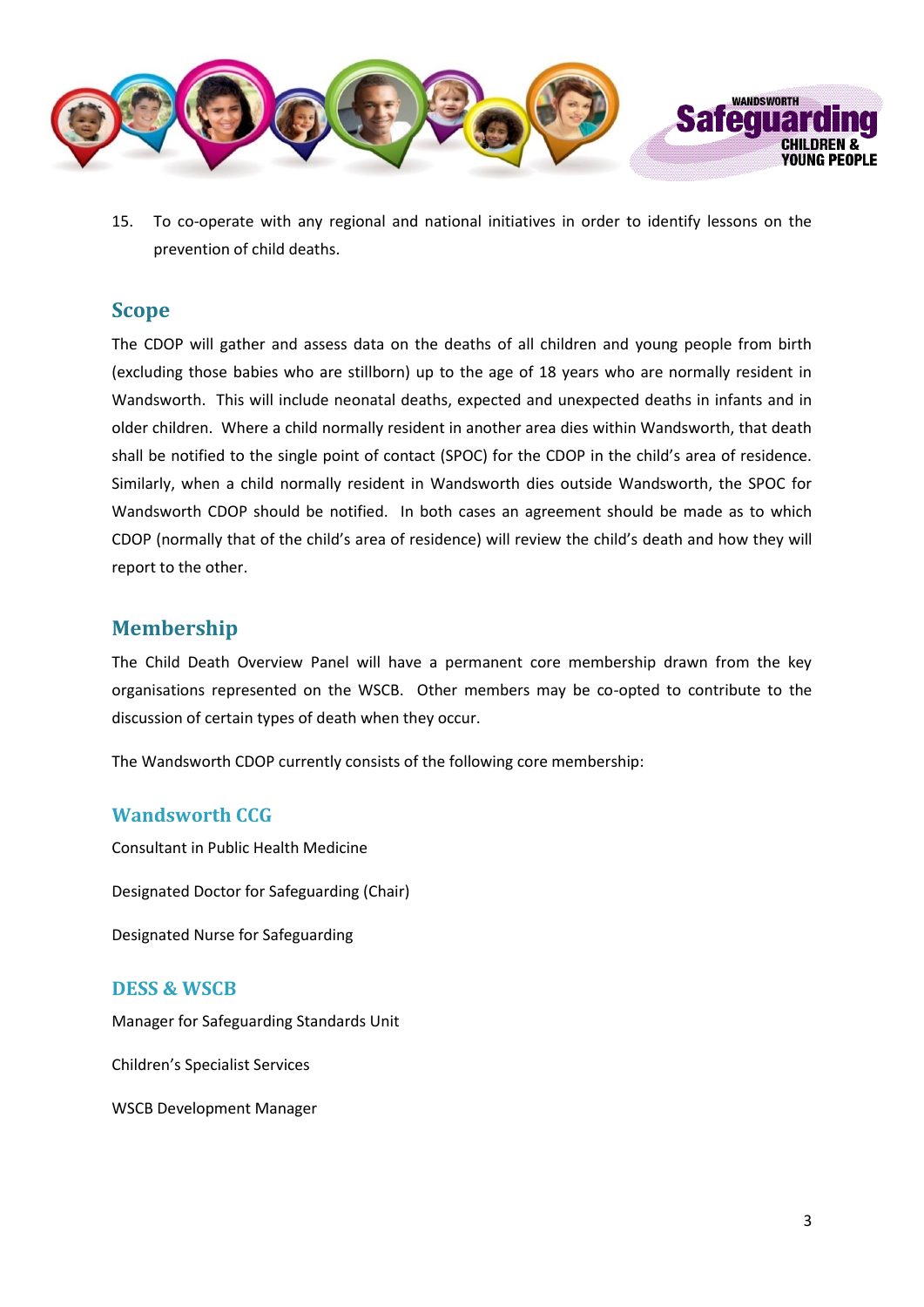15. To co-operate with any regional and national initiatives in order to identify lessons on the prevention of child deaths.

## Scope

The CDOP will gather and assess data on the deaths of all children and young people from birth (excluding those babies who are stillborn) up to the age of 18 years who are normally resident in Wandsworth. This will include neonatal deaths, expected and unexpected deaths in infants and in older children. Where a child normally resident in another area dies within Wandsworth, that death shall be notified to the single point of contact (SPOC) for the CDOP in the child's area of residence. Similarly, when a child normally resident in Wandsworth dies outside Wandsworth, the SPOC for Wandsworth CDOP should be notified. In both cases an agreement should be made as to which CDOP (normally that of the child's area of residence) will review the child's death and how they will report to the other.

## Membership

The Child Death Overview Panel will have a permanent core membership drawn from the key organisations represented on the WSCB. Other members may be co-opted to contribute to the discussion of certain types of death when they occur.

The Wandsworth CDOP currently consists of the following core membership:

### Wandsworth CCG

Consultant in Public Health Medicine

Designated Doctor for Safeguarding (Chair)

Designated Nurse for Safeguarding

### DESS & WSCB

Manager for Safeguarding Standards Unit

Children's Specialist Services

WSCB Development Manager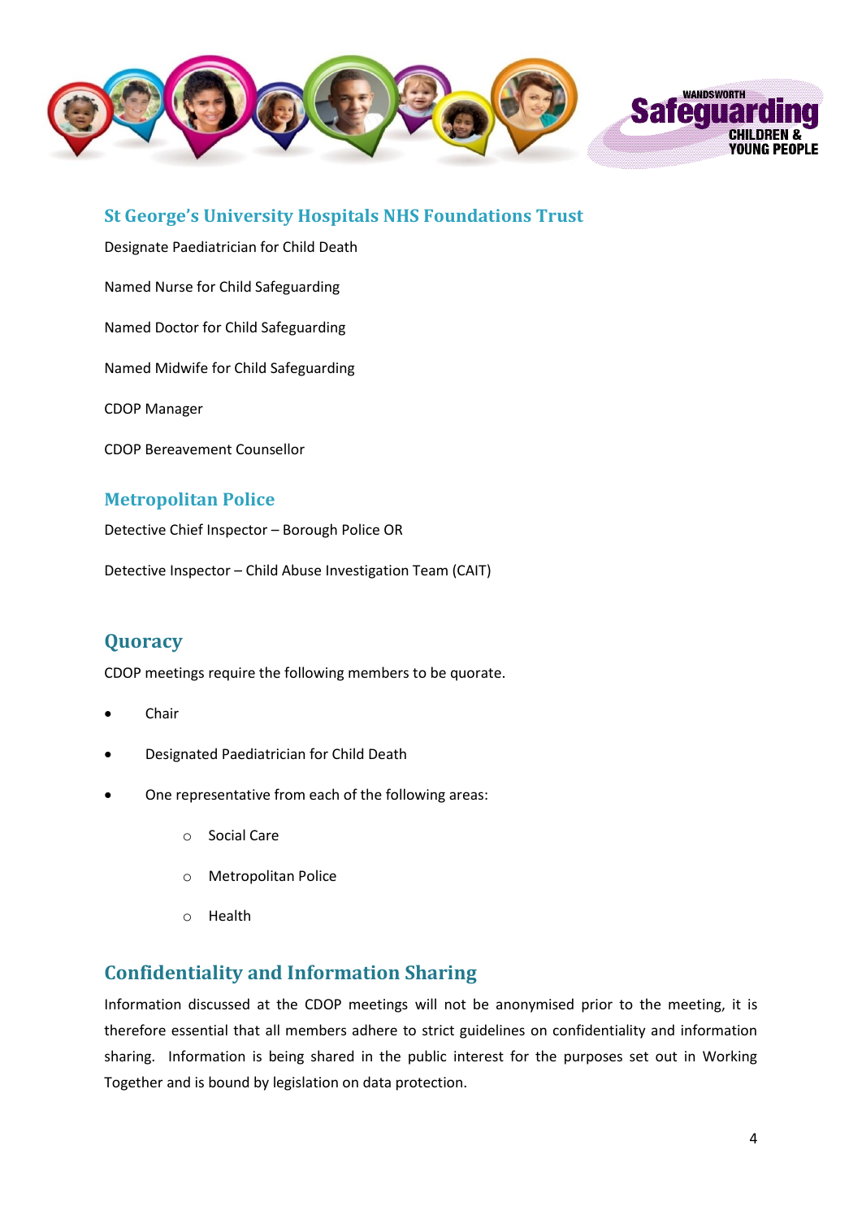## St George's University Hospitals NHS Foundations Trust

Designate Paediatrician for Child Death

Named Nurse for Child Safeguarding

Named Doctor for Child Safeguarding

Named Midwife for Child Safeguarding

CDOP Manager

CDOP Bereavement Counsellor

## Metropolitan Police

Detective Chief Inspector – Borough Police OR

Detective Inspector – Child Abuse Investigation Team (CAIT)

## Quoracy

CDOP meetings require the following members to be quorate.

- Chair
- Designated Paediatrician for Child Death
- One representative from each of the following areas:
  - Social Care
  - Metropolitan Police
  - Health

## Confidentiality and Information Sharing

Information discussed at the CDOP meetings will not be anonymised prior to the meeting, it is therefore essential that all members adhere to strict guidelines on confidentiality and information sharing. Information is being shared in the public interest for the purposes set out in Working Together and is bound by legislation on data protection.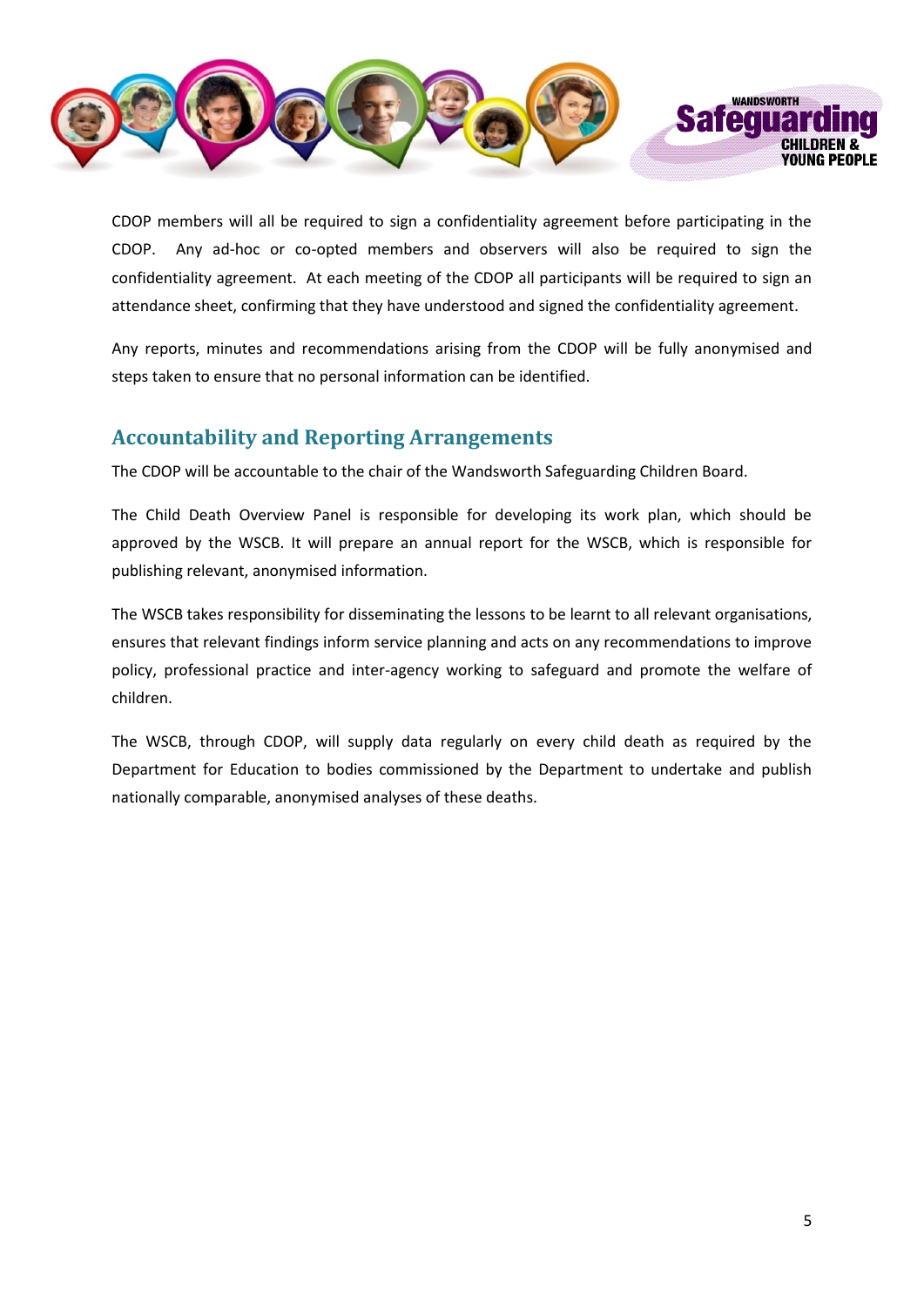CDOP members will all be required to sign a confidentiality agreement before participating in the CDOP. Any ad-hoc or co-opted members and observers will also be required to sign the confidentiality agreement. At each meeting of the CDOP all participants will be required to sign an attendance sheet, confirming that they have understood and signed the confidentiality agreement.

Any reports, minutes and recommendations arising from the CDOP will be fully anonymised and steps taken to ensure that no personal information can be identified.

## Accountability and Reporting Arrangements

The CDOP will be accountable to the chair of the Wandsworth Safeguarding Children Board.

The Child Death Overview Panel is responsible for developing its work plan, which should be approved by the WSCB. It will prepare an annual report for the WSCB, which is responsible for publishing relevant, anonymised information.

The WSCB takes responsibility for disseminating the lessons to be learnt to all relevant organisations, ensures that relevant findings inform service planning and acts on any recommendations to improve policy, professional practice and inter-agency working to safeguard and promote the welfare of children.

The WSCB, through CDOP, will supply data regularly on every child death as required by the Department for Education to bodies commissioned by the Department to undertake and publish nationally comparable, anonymised analyses of these deaths.